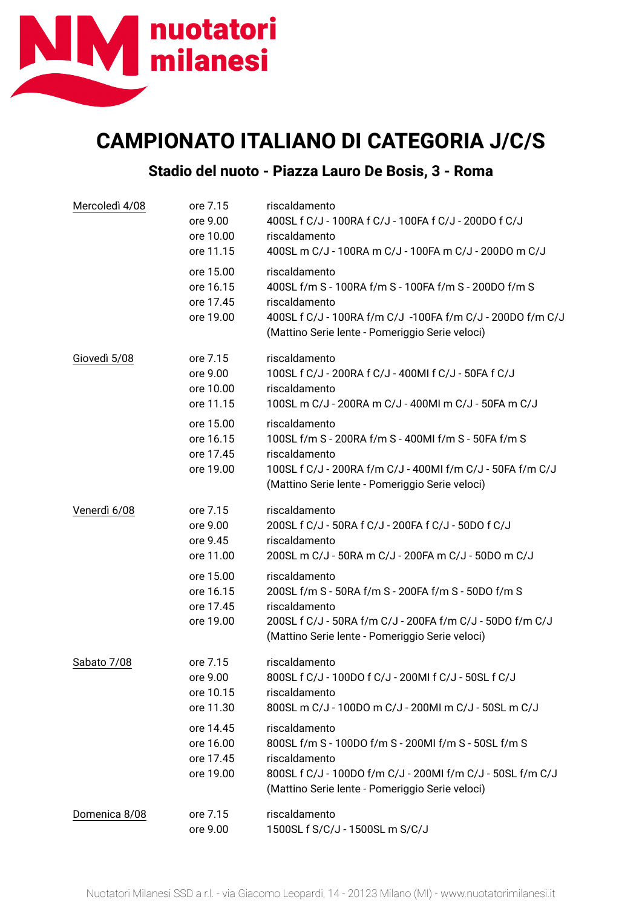# CAMPIONATO ITALIANO DI CATEGORIA J/C/S

## Stadio del nuoto - Piazza Lauro De Bosis, 3 - Roma

| Giorno | Ora | Programma |
|---|---|---|
| Mercoledì 4/08 | ore 7.15 | riscaldamento |
| | ore 9.00 | 400SL f C/J - 100RA f C/J - 100FA f C/J - 200DO f C/J |
| | ore 10.00 | riscaldamento |
| | ore 11.15 | 400SL m C/J - 100RA m C/J - 100FA m C/J - 200DO m C/J |
| | ore 15.00 | riscaldamento |
| | ore 16.15 | 400SL f/m S - 100RA f/m S - 100FA f/m S - 200DO f/m S |
| | ore 17.45 | riscaldamento |
| | ore 19.00 | 400SL f C/J - 100RA f/m C/J -100FA f/m C/J - 200DO f/m C/J |
| | | (Mattino Serie lente - Pomeriggio Serie veloci) |
| Giovedì 5/08 | ore 7.15 | riscaldamento |
| | ore 9.00 | 100SL f C/J - 200RA f C/J - 400MI f C/J - 50FA f C/J |
| | ore 10.00 | riscaldamento |
| | ore 11.15 | 100SL m C/J - 200RA m C/J - 400MI m C/J - 50FA m C/J |
| | ore 15.00 | riscaldamento |
| | ore 16.15 | 100SL f/m S - 200RA f/m S - 400MI f/m S - 50FA f/m S |
| | ore 17.45 | riscaldamento |
| | ore 19.00 | 100SL f C/J - 200RA f/m C/J - 400MI f/m C/J - 50FA f/m C/J |
| | | (Mattino Serie lente - Pomeriggio Serie veloci) |
| Venerdì 6/08 | ore 7.15 | riscaldamento |
| | ore 9.00 | 200SL f C/J - 50RA f C/J - 200FA f C/J - 50DO f C/J |
| | ore 9.45 | riscaldamento |
| | ore 11.00 | 200SL m C/J - 50RA m C/J - 200FA m C/J - 50DO m C/J |
| | ore 15.00 | riscaldamento |
| | ore 16.15 | 200SL f/m S - 50RA f/m S - 200FA f/m S - 50DO f/m S |
| | ore 17.45 | riscaldamento |
| | ore 19.00 | 200SL f C/J - 50RA f/m C/J - 200FA f/m C/J - 50DO f/m C/J |
| | | (Mattino Serie lente - Pomeriggio Serie veloci) |
| Sabato 7/08 | ore 7.15 | riscaldamento |
| | ore 9.00 | 800SL f C/J - 100DO f C/J - 200MI f C/J - 50SL f C/J |
| | ore 10.15 | riscaldamento |
| | ore 11.30 | 800SL m C/J - 100DO m C/J - 200MI m C/J - 50SL m C/J |
| | ore 14.45 | riscaldamento |
| | ore 16.00 | 800SL f/m S - 100DO f/m S - 200MI f/m S - 50SL f/m S |
| | ore 17.45 | riscaldamento |
| | ore 19.00 | 800SL f C/J - 100DO f/m C/J - 200MI f/m C/J - 50SL f/m C/J |
| | | (Mattino Serie lente - Pomeriggio Serie veloci) |
| Domenica 8/08 | ore 7.15 | riscaldamento |
| | ore 9.00 | 1500SL f S/C/J - 1500SL m S/C/J |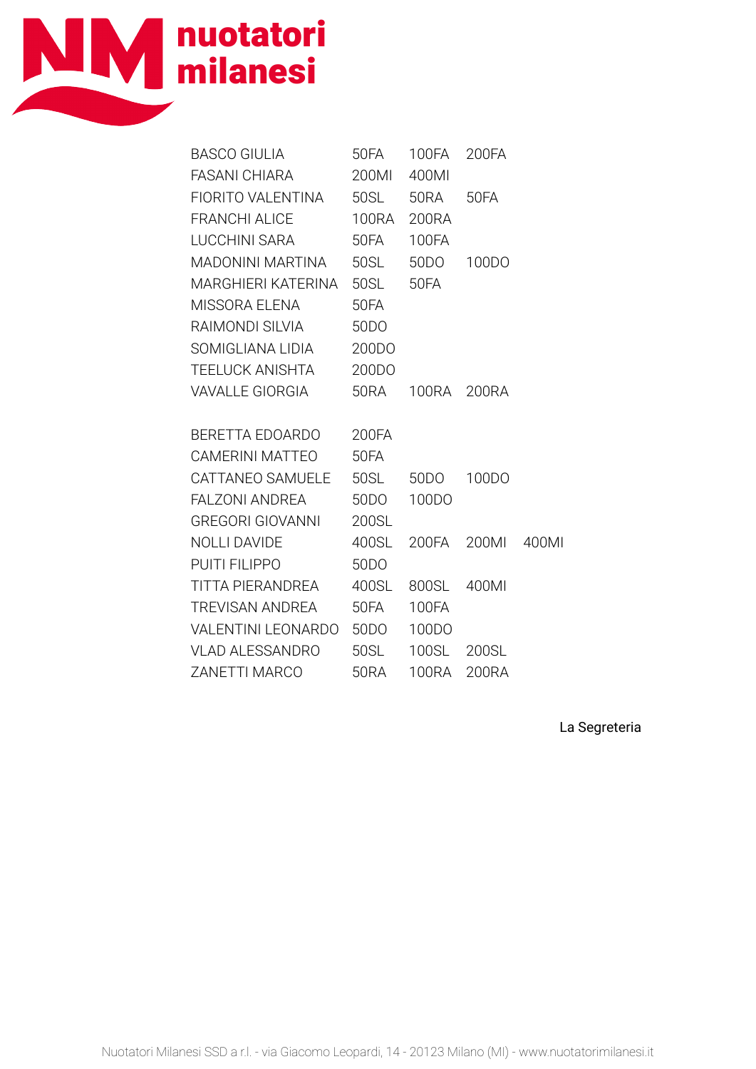| | | | | |
|---|---|---|---|---|
| BASCO GIULIA | 50FA | 100FA | 200FA | |
| FASANI CHIARA | 200MI | 400MI | | |
| FIORITO VALENTINA | 50SL | 50RA | 50FA | |
| FRANCHI ALICE | 100RA | 200RA | | |
| LUCCHINI SARA | 50FA | 100FA | | |
| MADONINI MARTINA | 50SL | 50DO | 100DO | |
| MARGHIERI KATERINA | 50SL | 50FA | | |
| MISSORA ELENA | 50FA | | | |
| RAIMONDI SILVIA | 50DO | | | |
| SOMIGLIANA LIDIA | 200DO | | | |
| TEELUCK ANISHTA | 200DO | | | |
| VAVALLE GIORGIA | 50RA | 100RA | 200RA | |

| | | | | |
|---|---|---|---|---|
| BERETTA EDOARDO | 200FA | | | |
| CAMERINI MATTEO | 50FA | | | |
| CATTANEO SAMUELE | 50SL | 50DO | 100DO | |
| FALZONI ANDREA | 50DO | 100DO | | |
| GREGORI GIOVANNI | 200SL | | | |
| NOLLI DAVIDE | 400SL | 200FA | 200MI | 400MI |
| PUITI FILIPPO | 50DO | | | |
| TITTA PIERANDREA | 400SL | 800SL | 400MI | |
| TREVISAN ANDREA | 50FA | 100FA | | |
| VALENTINI LEONARDO | 50DO | 100DO | | |
| VLAD ALESSANDRO | 50SL | 100SL | 200SL | |
| ZANETTI MARCO | 50RA | 100RA | 200RA | |

La Segreteria